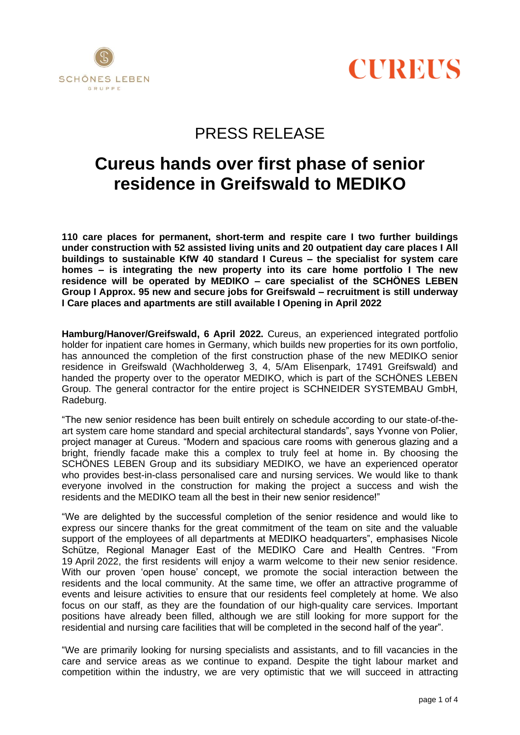# PRESS RELEASE

## Cureus hands over first phase of senior residence in Greifswald to MEDIKO

**110 care places for permanent, short-term and respite care I two further buildings under construction with 52 assisted living units and 20 outpatient day care places I All buildings to sustainable KfW 40 standard I Cureus – the specialist for system care homes – is integrating the new property into its care home portfolio I The new residence will be operated by MEDIKO – care specialist of the SCHÖNES LEBEN Group I Approx. 95 new and secure jobs for Greifswald – recruitment is still underway I Care places and apartments are still available I Opening in April 2022**

**Hamburg/Hanover/Greifswald, 6 April 2022.** Cureus, an experienced integrated portfolio holder for inpatient care homes in Germany, which builds new properties for its own portfolio, has announced the completion of the first construction phase of the new MEDIKO senior residence in Greifswald (Wachholderweg 3, 4, 5/Am Elisenpark, 17491 Greifswald) and handed the property over to the operator MEDIKO, which is part of the SCHÖNES LEBEN Group. The general contractor for the entire project is SCHNEIDER SYSTEMBAU GmbH, Radeburg.

"The new senior residence has been built entirely on schedule according to our state-of-the-art system care home standard and special architectural standards", says Yvonne von Polier, project manager at Cureus. "Modern and spacious care rooms with generous glazing and a bright, friendly facade make this a complex to truly feel at home in. By choosing the SCHÖNES LEBEN Group and its subsidiary MEDIKO, we have an experienced operator who provides best-in-class personalised care and nursing services. We would like to thank everyone involved in the construction for making the project a success and wish the residents and the MEDIKO team all the best in their new senior residence!"

"We are delighted by the successful completion of the senior residence and would like to express our sincere thanks for the great commitment of the team on site and the valuable support of the employees of all departments at MEDIKO headquarters", emphasises Nicole Schütze, Regional Manager East of the MEDIKO Care and Health Centres. "From 19 April 2022, the first residents will enjoy a warm welcome to their new senior residence. With our proven 'open house' concept, we promote the social interaction between the residents and the local community. At the same time, we offer an attractive programme of events and leisure activities to ensure that our residents feel completely at home. We also focus on our staff, as they are the foundation of our high-quality care services. Important positions have already been filled, although we are still looking for more support for the residential and nursing care facilities that will be completed in the second half of the year".

"We are primarily looking for nursing specialists and assistants, and to fill vacancies in the care and service areas as we continue to expand. Despite the tight labour market and competition within the industry, we are very optimistic that we will succeed in attracting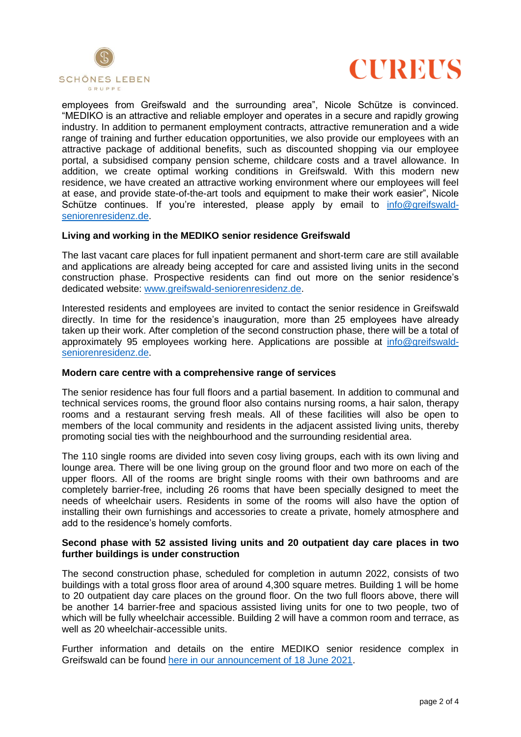employees from Greifswald and the surrounding area", Nicole Schütze is convinced. "MEDIKO is an attractive and reliable employer and operates in a secure and rapidly growing industry. In addition to permanent employment contracts, attractive remuneration and a wide range of training and further education opportunities, we also provide our employees with an attractive package of additional benefits, such as discounted shopping via our employee portal, a subsidised company pension scheme, childcare costs and a travel allowance. In addition, we create optimal working conditions in Greifswald. With this modern new residence, we have created an attractive working environment where our employees will feel at ease, and provide state-of-the-art tools and equipment to make their work easier", Nicole Schütze continues. If you're interested, please apply by email to [info@greifswald-seniorenresidenz.de](mailto:info@greifswald-seniorenresidenz.de).

**Living and working in the MEDIKO senior residence Greifswald**

The last vacant care places for full inpatient permanent and short-term care are still available and applications are already being accepted for care and assisted living units in the second construction phase. Prospective residents can find out more on the senior residence's dedicated website: [www.greifswald-seniorenresidenz.de](http://www.greifswald-seniorenresidenz.de).

Interested residents and employees are invited to contact the senior residence in Greifswald directly. In time for the residence's inauguration, more than 25 employees have already taken up their work. After completion of the second construction phase, there will be a total of approximately 95 employees working here. Applications are possible at [info@greifswald-seniorenresidenz.de](mailto:info@greifswald-seniorenresidenz.de).

**Modern care centre with a comprehensive range of services**

The senior residence has four full floors and a partial basement. In addition to communal and technical services rooms, the ground floor also contains nursing rooms, a hair salon, therapy rooms and a restaurant serving fresh meals. All of these facilities will also be open to members of the local community and residents in the adjacent assisted living units, thereby promoting social ties with the neighbourhood and the surrounding residential area.

The 110 single rooms are divided into seven cosy living groups, each with its own living and lounge area. There will be one living group on the ground floor and two more on each of the upper floors. All of the rooms are bright single rooms with their own bathrooms and are completely barrier-free, including 26 rooms that have been specially designed to meet the needs of wheelchair users. Residents in some of the rooms will also have the option of installing their own furnishings and accessories to create a private, homely atmosphere and add to the residence's homely comforts.

**Second phase with 52 assisted living units and 20 outpatient day care places in two further buildings is under construction**

The second construction phase, scheduled for completion in autumn 2022, consists of two buildings with a total gross floor area of around 4,300 square metres. Building 1 will be home to 20 outpatient day care places on the ground floor. On the two full floors above, there will be another 14 barrier-free and spacious assisted living units for one to two people, two of which will be fully wheelchair accessible. Building 2 will have a common room and terrace, as well as 20 wheelchair-accessible units.

Further information and details on the entire MEDIKO senior residence complex in Greifswald can be found here in our announcement of 18 June 2021.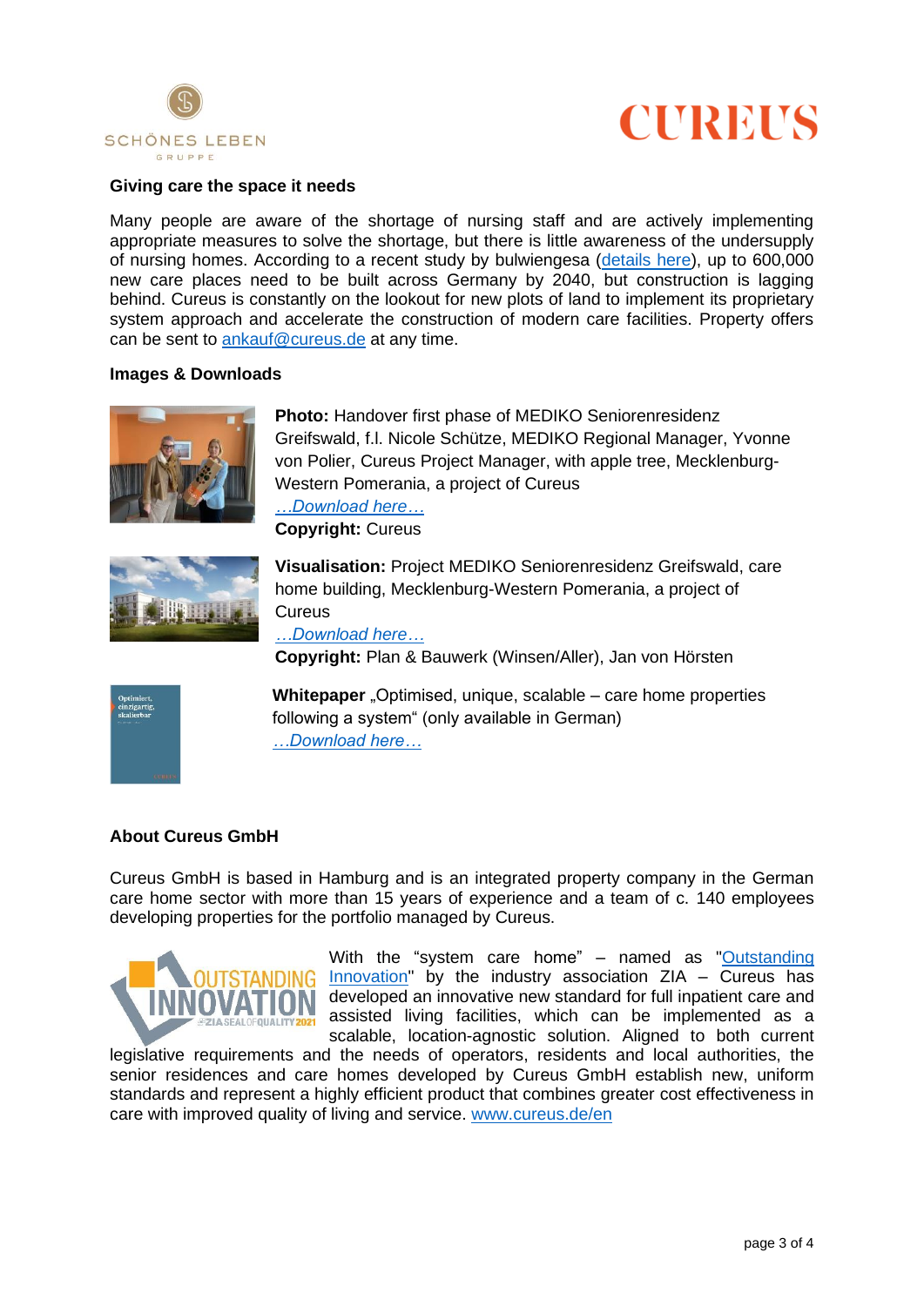**Giving care the space it needs**

Many people are aware of the shortage of nursing staff and are actively implementing appropriate measures to solve the shortage, but there is little awareness of the undersupply of nursing homes. According to a recent study by bulwiengesa (details here), up to 600,000 new care places need to be built across Germany by 2040, but construction is lagging behind. Cureus is constantly on the lookout for new plots of land to implement its proprietary system approach and accelerate the construction of modern care facilities. Property offers can be sent to ankauf@cureus.de at any time.

**Images & Downloads**

**Photo:** Handover first phase of MEDIKO Seniorenresidenz Greifswald, f.l. Nicole Schütze, MEDIKO Regional Manager, Yvonne von Polier, Cureus Project Manager, with apple tree, Mecklenburg-Western Pomerania, a project of Cureus
*…Download here…*
**Copyright:** Cureus

**Visualisation:** Project MEDIKO Seniorenresidenz Greifswald, care home building, Mecklenburg-Western Pomerania, a project of Cureus
*…Download here…*
**Copyright:** Plan & Bauwerk (Winsen/Aller), Jan von Hörsten

**Whitepaper** „Optimised, unique, scalable – care home properties following a system" (only available in German)
*…Download here…*

**About Cureus GmbH**

Cureus GmbH is based in Hamburg and is an integrated property company in the German care home sector with more than 15 years of experience and a team of c. 140 employees developing properties for the portfolio managed by Cureus.

With the "system care home" – named as "Outstanding Innovation" by the industry association ZIA – Cureus has developed an innovative new standard for full inpatient care and assisted living facilities, which can be implemented as a scalable, location-agnostic solution. Aligned to both current legislative requirements and the needs of operators, residents and local authorities, the senior residences and care homes developed by Cureus GmbH establish new, uniform standards and represent a highly efficient product that combines greater cost effectiveness in care with improved quality of living and service. www.cureus.de/en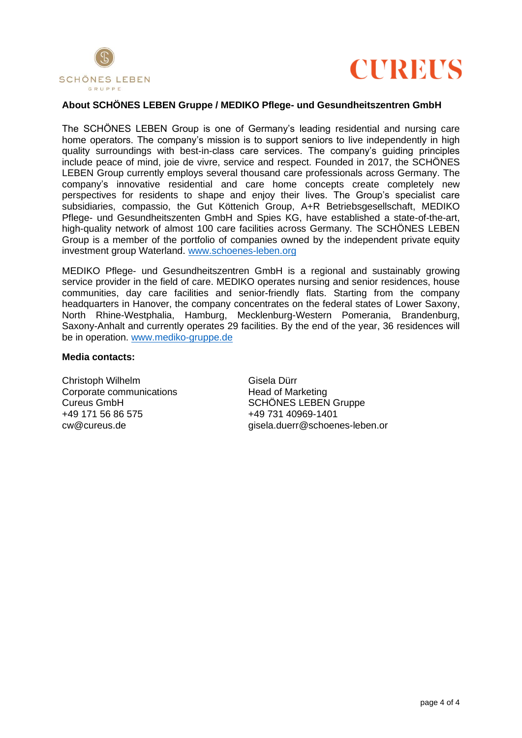**About SCHÖNES LEBEN Gruppe / MEDIKO Pflege- und Gesundheitszentren GmbH**

The SCHÖNES LEBEN Group is one of Germany's leading residential and nursing care home operators. The company's mission is to support seniors to live independently in high quality surroundings with best-in-class care services. The company's guiding principles include peace of mind, joie de vivre, service and respect. Founded in 2017, the SCHÖNES LEBEN Group currently employs several thousand care professionals across Germany. The company's innovative residential and care home concepts create completely new perspectives for residents to shape and enjoy their lives. The Group's specialist care subsidiaries, compassio, the Gut Köttenich Group, A+R Betriebsgesellschaft, MEDIKO Pflege- und Gesundheitszenten GmbH and Spies KG, have established a state-of-the-art, high-quality network of almost 100 care facilities across Germany. The SCHÖNES LEBEN Group is a member of the portfolio of companies owned by the independent private equity investment group Waterland. www.schoenes-leben.org

MEDIKO Pflege- und Gesundheitszentren GmbH is a regional and sustainably growing service provider in the field of care. MEDIKO operates nursing and senior residences, house communities, day care facilities and senior-friendly flats. Starting from the company headquarters in Hanover, the company concentrates on the federal states of Lower Saxony, North Rhine-Westphalia, Hamburg, Mecklenburg-Western Pomerania, Brandenburg, Saxony-Anhalt and currently operates 29 facilities. By the end of the year, 36 residences will be in operation. www.mediko-gruppe.de

**Media contacts:**

Christoph Wilhelm
Corporate communications
Cureus GmbH
+49 171 56 86 575
cw@cureus.de

Gisela Dürr
Head of Marketing
SCHÖNES LEBEN Gruppe
+49 731 40969-1401
gisela.duerr@schoenes-leben.or